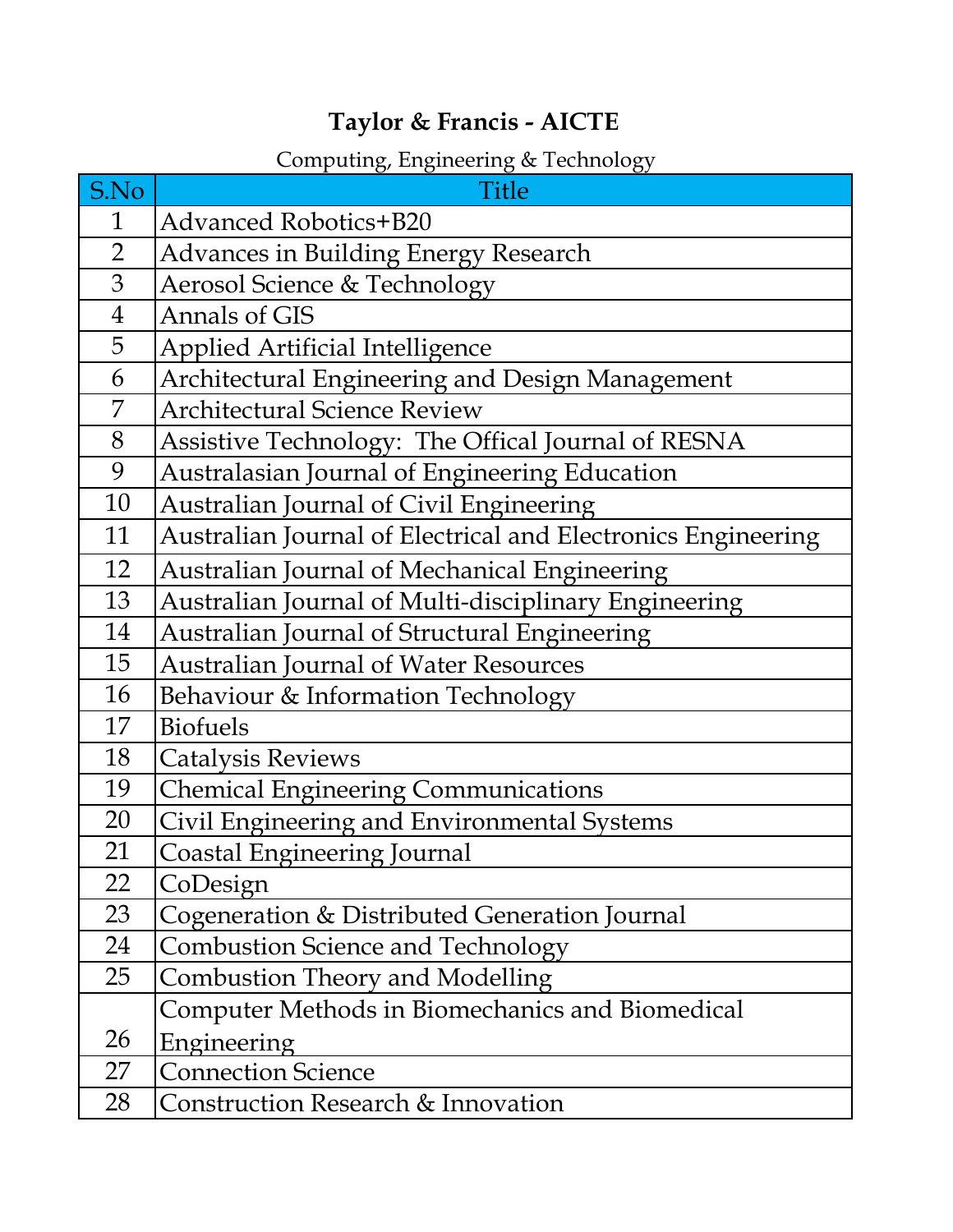# Taylor & Francis - AICTE

Computing, Engineering & Technology

| S.No | Title |
|---|---|
| 1 | Advanced Robotics+B20 |
| 2 | Advances in Building Energy Research |
| 3 | Aerosol Science & Technology |
| 4 | Annals of GIS |
| 5 | Applied Artificial Intelligence |
| 6 | Architectural Engineering and Design Management |
| 7 | Architectural Science Review |
| 8 | Assistive Technology: The Offical Journal of RESNA |
| 9 | Australasian Journal of Engineering Education |
| 10 | Australian Journal of Civil Engineering |
| 11 | Australian Journal of Electrical and Electronics Engineering |
| 12 | Australian Journal of Mechanical Engineering |
| 13 | Australian Journal of Multi-disciplinary Engineering |
| 14 | Australian Journal of Structural Engineering |
| 15 | Australian Journal of Water Resources |
| 16 | Behaviour & Information Technology |
| 17 | Biofuels |
| 18 | Catalysis Reviews |
| 19 | Chemical Engineering Communications |
| 20 | Civil Engineering and Environmental Systems |
| 21 | Coastal Engineering Journal |
| 22 | CoDesign |
| 23 | Cogeneration & Distributed Generation Journal |
| 24 | Combustion Science and Technology |
| 25 | Combustion Theory and Modelling |
| 26 | Computer Methods in Biomechanics and Biomedical Engineering |
| 27 | Connection Science |
| 28 | Construction Research & Innovation |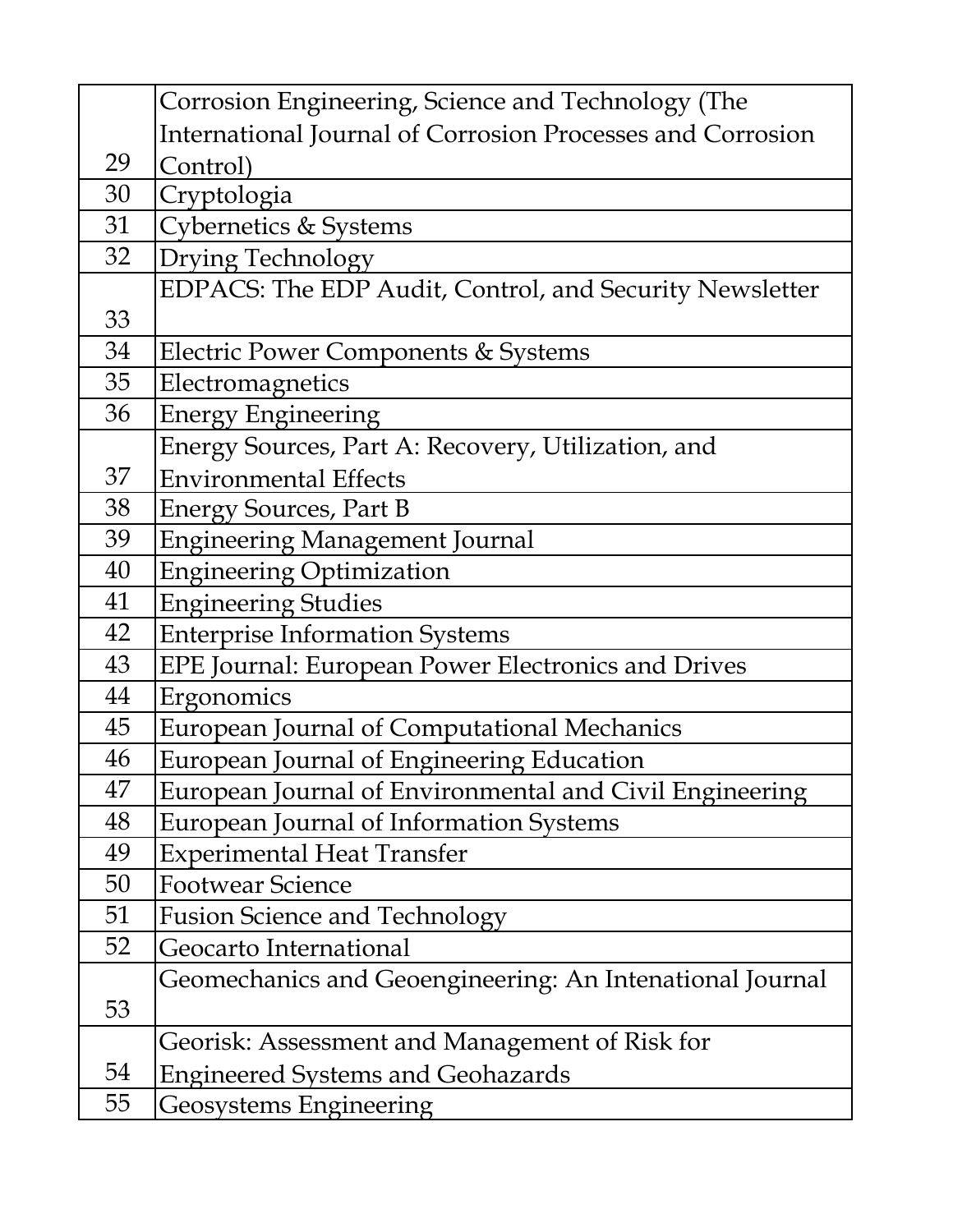| | |
|---|---|
| 29 | Corrosion Engineering, Science and Technology (The International Journal of Corrosion Processes and Corrosion Control) |
| 30 | Cryptologia |
| 31 | Cybernetics & Systems |
| 32 | Drying Technology |
| 33 | EDPACS: The EDP Audit, Control, and Security Newsletter |
| 34 | Electric Power Components & Systems |
| 35 | Electromagnetics |
| 36 | Energy Engineering |
| 37 | Energy Sources, Part A: Recovery, Utilization, and Environmental Effects |
| 38 | Energy Sources, Part B |
| 39 | Engineering Management Journal |
| 40 | Engineering Optimization |
| 41 | Engineering Studies |
| 42 | Enterprise Information Systems |
| 43 | EPE Journal: European Power Electronics and Drives |
| 44 | Ergonomics |
| 45 | European Journal of Computational Mechanics |
| 46 | European Journal of Engineering Education |
| 47 | European Journal of Environmental and Civil Engineering |
| 48 | European Journal of Information Systems |
| 49 | Experimental Heat Transfer |
| 50 | Footwear Science |
| 51 | Fusion Science and Technology |
| 52 | Geocarto International |
| 53 | Geomechanics and Geoengineering: An Intenational Journal |
| 54 | Georisk: Assessment and Management of Risk for Engineered Systems and Geohazards |
| 55 | Geosystems Engineering |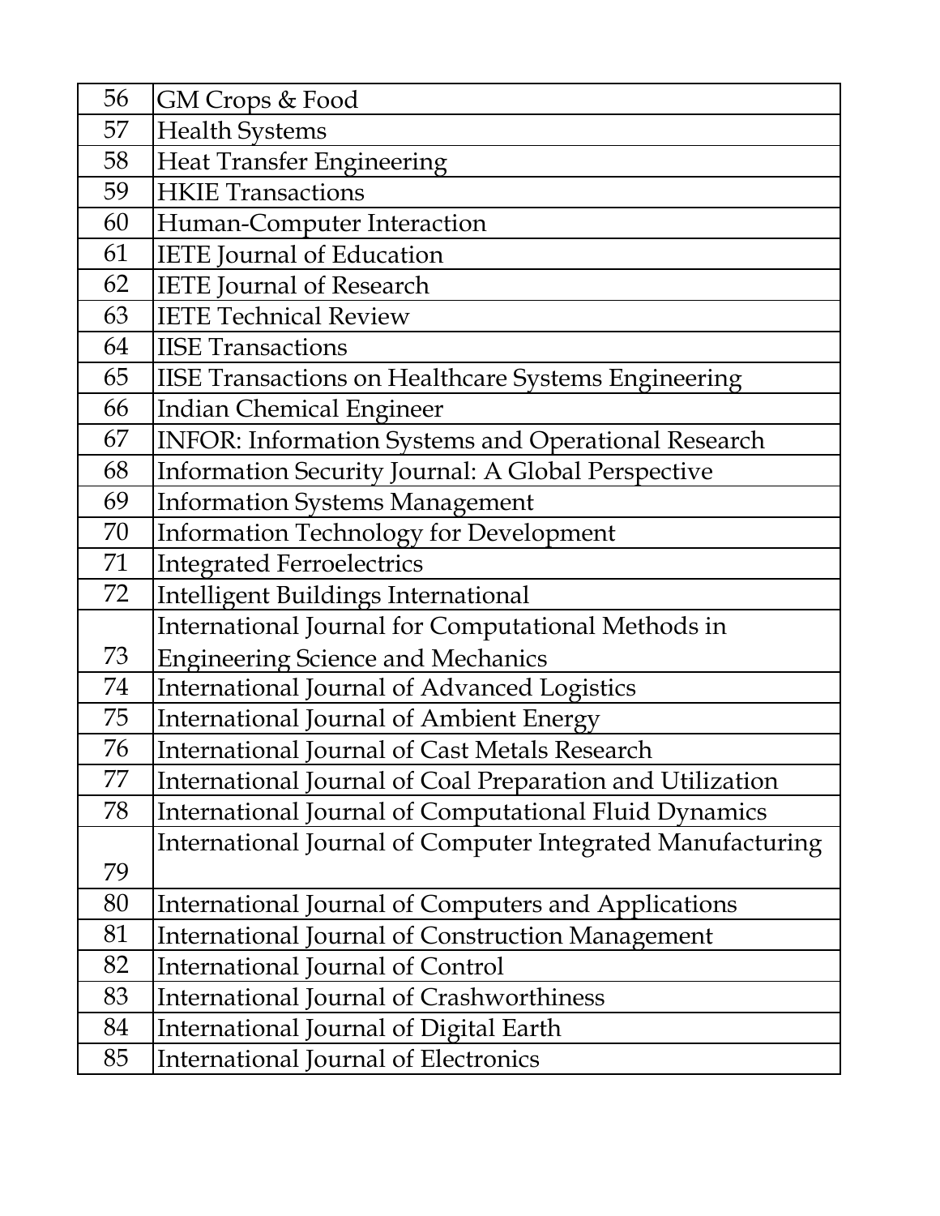| 56 | GM Crops & Food |
|---|---|
| 57 | Health Systems |
| 58 | Heat Transfer Engineering |
| 59 | HKIE Transactions |
| 60 | Human-Computer Interaction |
| 61 | IETE Journal of Education |
| 62 | IETE Journal of Research |
| 63 | IETE Technical Review |
| 64 | IISE Transactions |
| 65 | IISE Transactions on Healthcare Systems Engineering |
| 66 | Indian Chemical Engineer |
| 67 | INFOR: Information Systems and Operational Research |
| 68 | Information Security Journal: A Global Perspective |
| 69 | Information Systems Management |
| 70 | Information Technology for Development |
| 71 | Integrated Ferroelectrics |
| 72 | Intelligent Buildings International |
| 73 | International Journal for Computational Methods in Engineering Science and Mechanics |
| 74 | International Journal of Advanced Logistics |
| 75 | International Journal of Ambient Energy |
| 76 | International Journal of Cast Metals Research |
| 77 | International Journal of Coal Preparation and Utilization |
| 78 | International Journal of Computational Fluid Dynamics |
| 79 | International Journal of Computer Integrated Manufacturing |
| 80 | International Journal of Computers and Applications |
| 81 | International Journal of Construction Management |
| 82 | International Journal of Control |
| 83 | International Journal of Crashworthiness |
| 84 | International Journal of Digital Earth |
| 85 | International Journal of Electronics |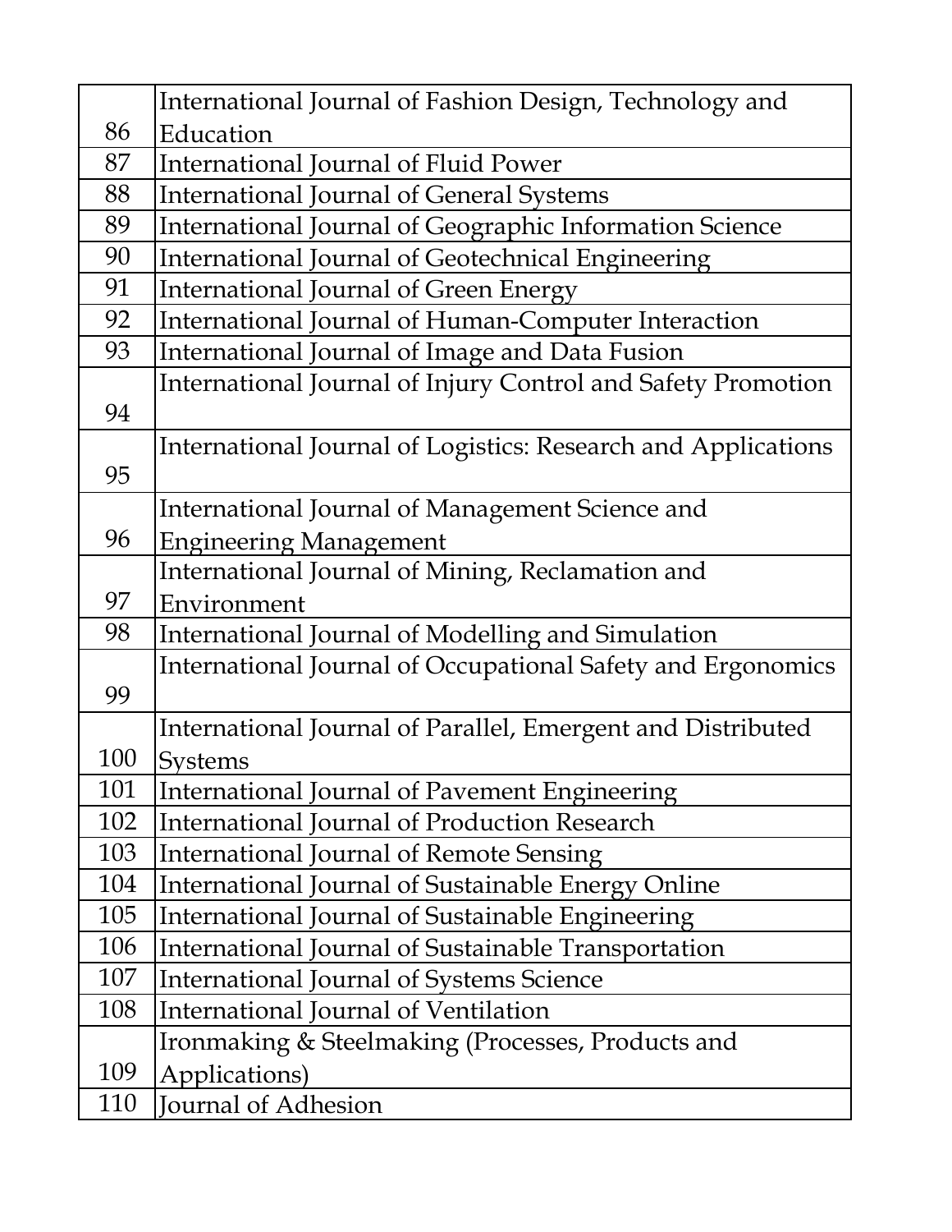| | |
|---|---|
| 86 | International Journal of Fashion Design, Technology and Education |
| 87 | International Journal of Fluid Power |
| 88 | International Journal of General Systems |
| 89 | International Journal of Geographic Information Science |
| 90 | International Journal of Geotechnical Engineering |
| 91 | International Journal of Green Energy |
| 92 | International Journal of Human-Computer Interaction |
| 93 | International Journal of Image and Data Fusion |
| 94 | International Journal of Injury Control and Safety Promotion |
| 95 | International Journal of Logistics: Research and Applications |
| 96 | International Journal of Management Science and Engineering Management |
| 97 | International Journal of Mining, Reclamation and Environment |
| 98 | International Journal of Modelling and Simulation |
| 99 | International Journal of Occupational Safety and Ergonomics |
| 100 | International Journal of Parallel, Emergent and Distributed Systems |
| 101 | International Journal of Pavement Engineering |
| 102 | International Journal of Production Research |
| 103 | International Journal of Remote Sensing |
| 104 | International Journal of Sustainable Energy Online |
| 105 | International Journal of Sustainable Engineering |
| 106 | International Journal of Sustainable Transportation |
| 107 | International Journal of Systems Science |
| 108 | International Journal of Ventilation |
| 109 | Ironmaking & Steelmaking (Processes, Products and Applications) |
| 110 | Journal of Adhesion |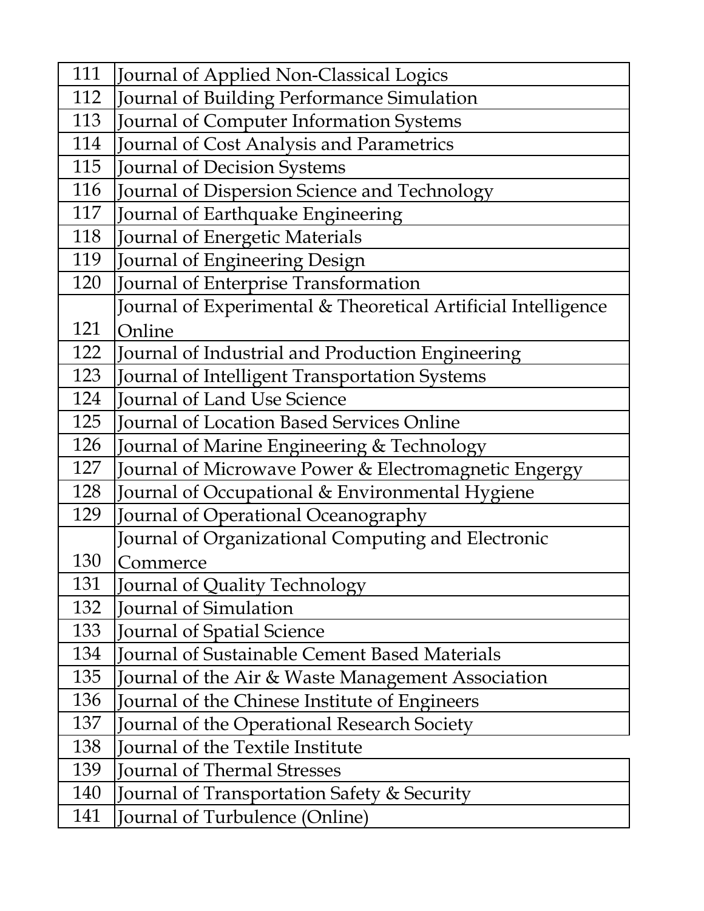| | |
|---|---|
| 111 | Journal of Applied Non-Classical Logics |
| 112 | Journal of Building Performance Simulation |
| 113 | Journal of Computer Information Systems |
| 114 | Journal of Cost Analysis and Parametrics |
| 115 | Journal of Decision Systems |
| 116 | Journal of Dispersion Science and Technology |
| 117 | Journal of Earthquake Engineering |
| 118 | Journal of Energetic Materials |
| 119 | Journal of Engineering Design |
| 120 | Journal of Enterprise Transformation |
| 121 | Journal of Experimental & Theoretical Artificial Intelligence Online |
| 122 | Journal of Industrial and Production Engineering |
| 123 | Journal of Intelligent Transportation Systems |
| 124 | Journal of Land Use Science |
| 125 | Journal of Location Based Services Online |
| 126 | Journal of Marine Engineering & Technology |
| 127 | Journal of Microwave Power & Electromagnetic Engergy |
| 128 | Journal of Occupational & Environmental Hygiene |
| 129 | Journal of Operational Oceanography |
| 130 | Journal of Organizational Computing and Electronic Commerce |
| 131 | Journal of Quality Technology |
| 132 | Journal of Simulation |
| 133 | Journal of Spatial Science |
| 134 | Journal of Sustainable Cement Based Materials |
| 135 | Journal of the Air & Waste Management Association |
| 136 | Journal of the Chinese Institute of Engineers |
| 137 | Journal of the Operational Research Society |
| 138 | Journal of the Textile Institute |
| 139 | Journal of Thermal Stresses |
| 140 | Journal of Transportation Safety & Security |
| 141 | Journal of Turbulence (Online) |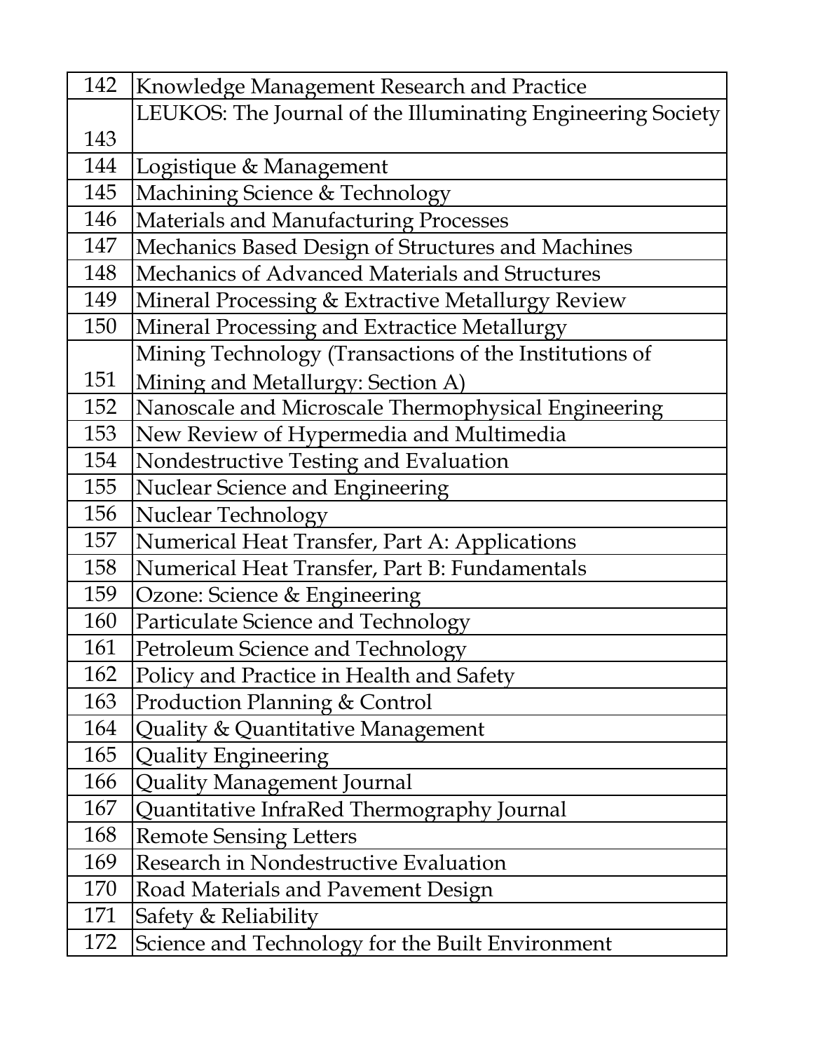| | |
|---|---|
| 142 | Knowledge Management Research and Practice |
| 143 | LEUKOS: The Journal of the Illuminating Engineering Society |
| 144 | Logistique & Management |
| 145 | Machining Science & Technology |
| 146 | Materials and Manufacturing Processes |
| 147 | Mechanics Based Design of Structures and Machines |
| 148 | Mechanics of Advanced Materials and Structures |
| 149 | Mineral Processing & Extractive Metallurgy Review |
| 150 | Mineral Processing and Extractice Metallurgy |
| 151 | Mining Technology (Transactions of the Institutions of Mining and Metallurgy: Section A) |
| 152 | Nanoscale and Microscale Thermophysical Engineering |
| 153 | New Review of Hypermedia and Multimedia |
| 154 | Nondestructive Testing and Evaluation |
| 155 | Nuclear Science and Engineering |
| 156 | Nuclear Technology |
| 157 | Numerical Heat Transfer, Part A: Applications |
| 158 | Numerical Heat Transfer, Part B: Fundamentals |
| 159 | Ozone: Science & Engineering |
| 160 | Particulate Science and Technology |
| 161 | Petroleum Science and Technology |
| 162 | Policy and Practice in Health and Safety |
| 163 | Production Planning & Control |
| 164 | Quality & Quantitative Management |
| 165 | Quality Engineering |
| 166 | Quality Management Journal |
| 167 | Quantitative InfraRed Thermography Journal |
| 168 | Remote Sensing Letters |
| 169 | Research in Nondestructive Evaluation |
| 170 | Road Materials and Pavement Design |
| 171 | Safety & Reliability |
| 172 | Science and Technology for the Built Environment |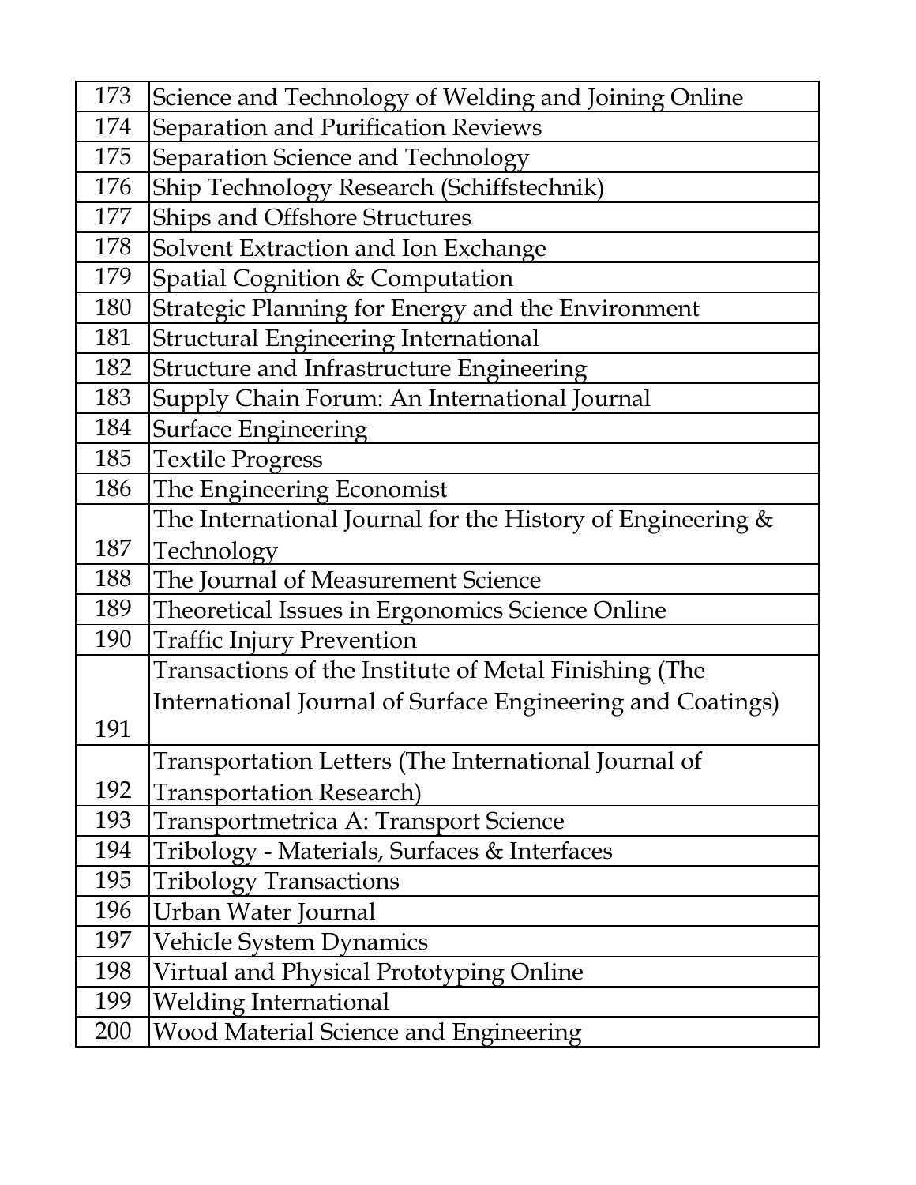| | |
|---|---|
| 173 | Science and Technology of Welding and Joining Online |
| 174 | Separation and Purification Reviews |
| 175 | Separation Science and Technology |
| 176 | Ship Technology Research (Schiffstechnik) |
| 177 | Ships and Offshore Structures |
| 178 | Solvent Extraction and Ion Exchange |
| 179 | Spatial Cognition & Computation |
| 180 | Strategic Planning for Energy and the Environment |
| 181 | Structural Engineering International |
| 182 | Structure and Infrastructure Engineering |
| 183 | Supply Chain Forum: An International Journal |
| 184 | Surface Engineering |
| 185 | Textile Progress |
| 186 | The Engineering Economist |
| 187 | The International Journal for the History of Engineering & Technology |
| 188 | The Journal of Measurement Science |
| 189 | Theoretical Issues in Ergonomics Science Online |
| 190 | Traffic Injury Prevention |
| 191 | Transactions of the Institute of Metal Finishing (The International Journal of Surface Engineering and Coatings) |
| 192 | Transportation Letters (The International Journal of Transportation Research) |
| 193 | Transportmetrica A: Transport Science |
| 194 | Tribology - Materials, Surfaces & Interfaces |
| 195 | Tribology Transactions |
| 196 | Urban Water Journal |
| 197 | Vehicle System Dynamics |
| 198 | Virtual and Physical Prototyping Online |
| 199 | Welding International |
| 200 | Wood Material Science and Engineering |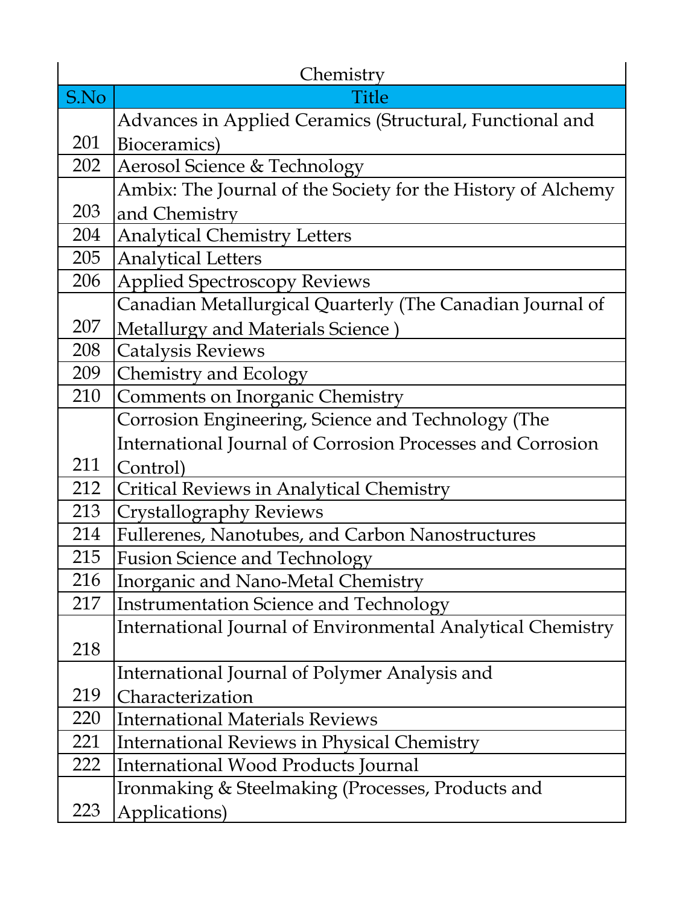| Chemistry | |
|---|---|
| S.No | Title |
| 201 | Advances in Applied Ceramics (Structural, Functional and Bioceramics) |
| 202 | Aerosol Science & Technology |
| 203 | Ambix: The Journal of the Society for the History of Alchemy and Chemistry |
| 204 | Analytical Chemistry Letters |
| 205 | Analytical Letters |
| 206 | Applied Spectroscopy Reviews |
| 207 | Canadian Metallurgical Quarterly (The Canadian Journal of Metallurgy and Materials Science ) |
| 208 | Catalysis Reviews |
| 209 | Chemistry and Ecology |
| 210 | Comments on Inorganic Chemistry |
| 211 | Corrosion Engineering, Science and Technology (The International Journal of Corrosion Processes and Corrosion Control) |
| 212 | Critical Reviews in Analytical Chemistry |
| 213 | Crystallography Reviews |
| 214 | Fullerenes, Nanotubes, and Carbon Nanostructures |
| 215 | Fusion Science and Technology |
| 216 | Inorganic and Nano-Metal Chemistry |
| 217 | Instrumentation Science and Technology |
| 218 | International Journal of Environmental Analytical Chemistry |
| 219 | International Journal of Polymer Analysis and Characterization |
| 220 | International Materials Reviews |
| 221 | International Reviews in Physical Chemistry |
| 222 | International Wood Products Journal |
| 223 | Ironmaking & Steelmaking (Processes, Products and Applications) |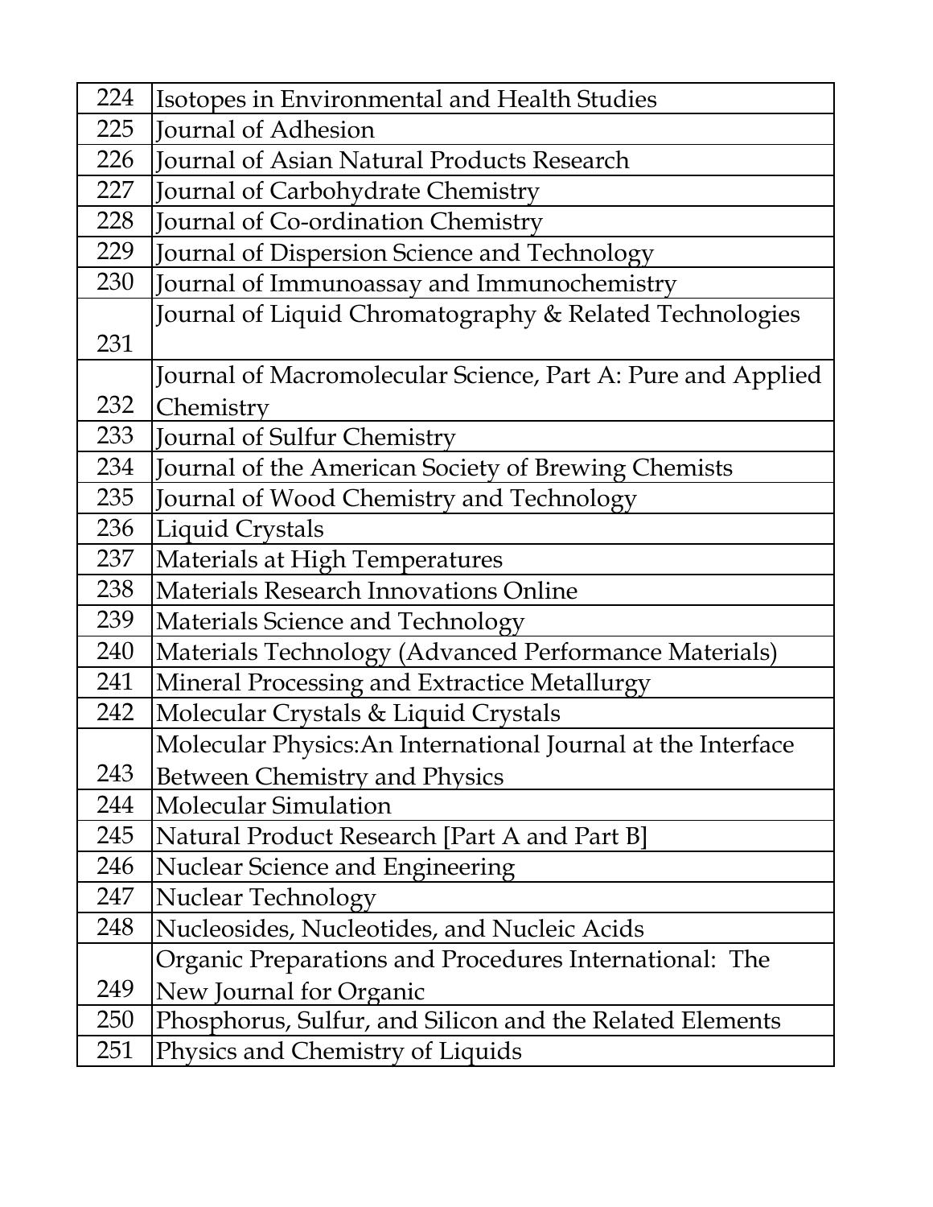| 224 | Isotopes in Environmental and Health Studies |
|---|---|
| 225 | Journal of Adhesion |
| 226 | Journal of Asian Natural Products Research |
| 227 | Journal of Carbohydrate Chemistry |
| 228 | Journal of Co-ordination Chemistry |
| 229 | Journal of Dispersion Science and Technology |
| 230 | Journal of Immunoassay and Immunochemistry |
| 231 | Journal of Liquid Chromatography & Related Technologies |
| 232 | Journal of Macromolecular Science, Part A: Pure and Applied Chemistry |
| 233 | Journal of Sulfur Chemistry |
| 234 | Journal of the American Society of Brewing Chemists |
| 235 | Journal of Wood Chemistry and Technology |
| 236 | Liquid Crystals |
| 237 | Materials at High Temperatures |
| 238 | Materials Research Innovations Online |
| 239 | Materials Science and Technology |
| 240 | Materials Technology (Advanced Performance Materials) |
| 241 | Mineral Processing and Extractice Metallurgy |
| 242 | Molecular Crystals & Liquid Crystals |
| 243 | Molecular Physics:An International Journal at the Interface Between Chemistry and Physics |
| 244 | Molecular Simulation |
| 245 | Natural Product Research [Part A and Part B] |
| 246 | Nuclear Science and Engineering |
| 247 | Nuclear Technology |
| 248 | Nucleosides, Nucleotides, and Nucleic Acids |
| 249 | Organic Preparations and Procedures International:  The New Journal for Organic |
| 250 | Phosphorus, Sulfur, and Silicon and the Related Elements |
| 251 | Physics and Chemistry of Liquids |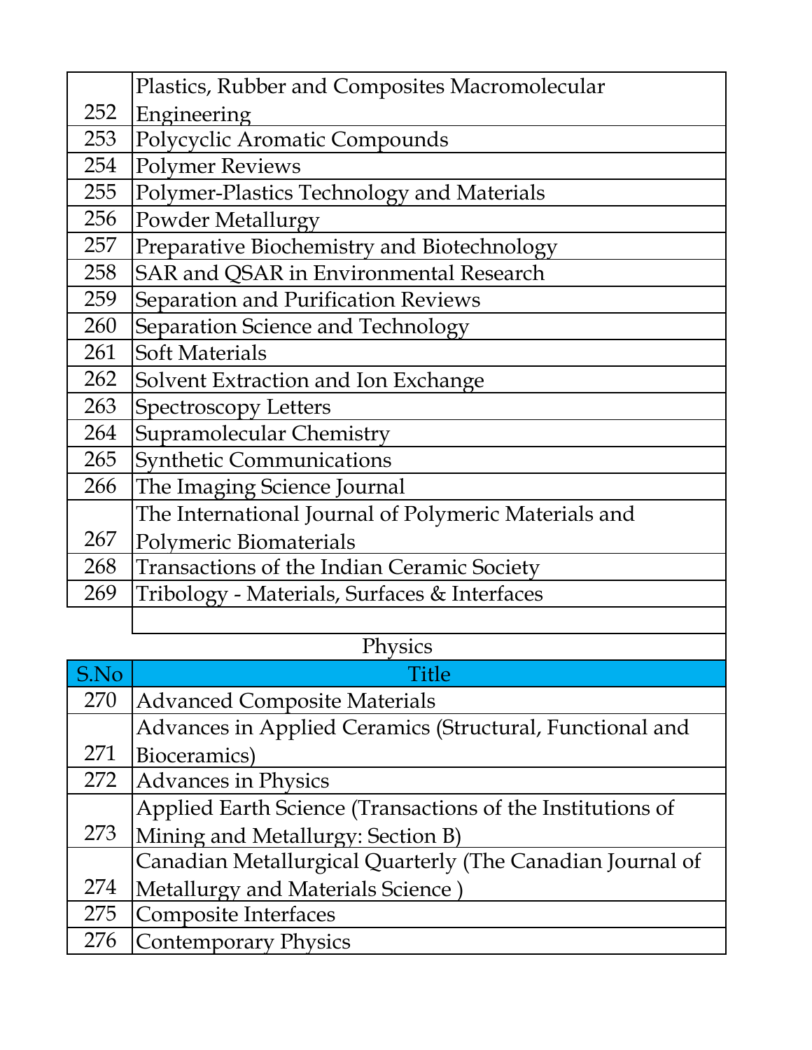| | |
|---|---|
| 252 | Plastics, Rubber and Composites Macromolecular Engineering |
| 253 | Polycyclic Aromatic Compounds |
| 254 | Polymer Reviews |
| 255 | Polymer-Plastics Technology and Materials |
| 256 | Powder Metallurgy |
| 257 | Preparative Biochemistry and Biotechnology |
| 258 | SAR and QSAR in Environmental Research |
| 259 | Separation and Purification Reviews |
| 260 | Separation Science and Technology |
| 261 | Soft Materials |
| 262 | Solvent Extraction and Ion Exchange |
| 263 | Spectroscopy Letters |
| 264 | Supramolecular Chemistry |
| 265 | Synthetic Communications |
| 266 | The Imaging Science Journal |
| 267 | The International Journal of Polymeric Materials and Polymeric Biomaterials |
| 268 | Transactions of the Indian Ceramic Society |
| 269 | Tribology - Materials, Surfaces & Interfaces |

## Physics

| S.No | Title |
|---|---|
| 270 | Advanced Composite Materials |
| 271 | Advances in Applied Ceramics (Structural, Functional and Bioceramics) |
| 272 | Advances in Physics |
| 273 | Applied Earth Science (Transactions of the Institutions of Mining and Metallurgy: Section B) |
| 274 | Canadian Metallurgical Quarterly (The Canadian Journal of Metallurgy and Materials Science ) |
| 275 | Composite Interfaces |
| 276 | Contemporary Physics |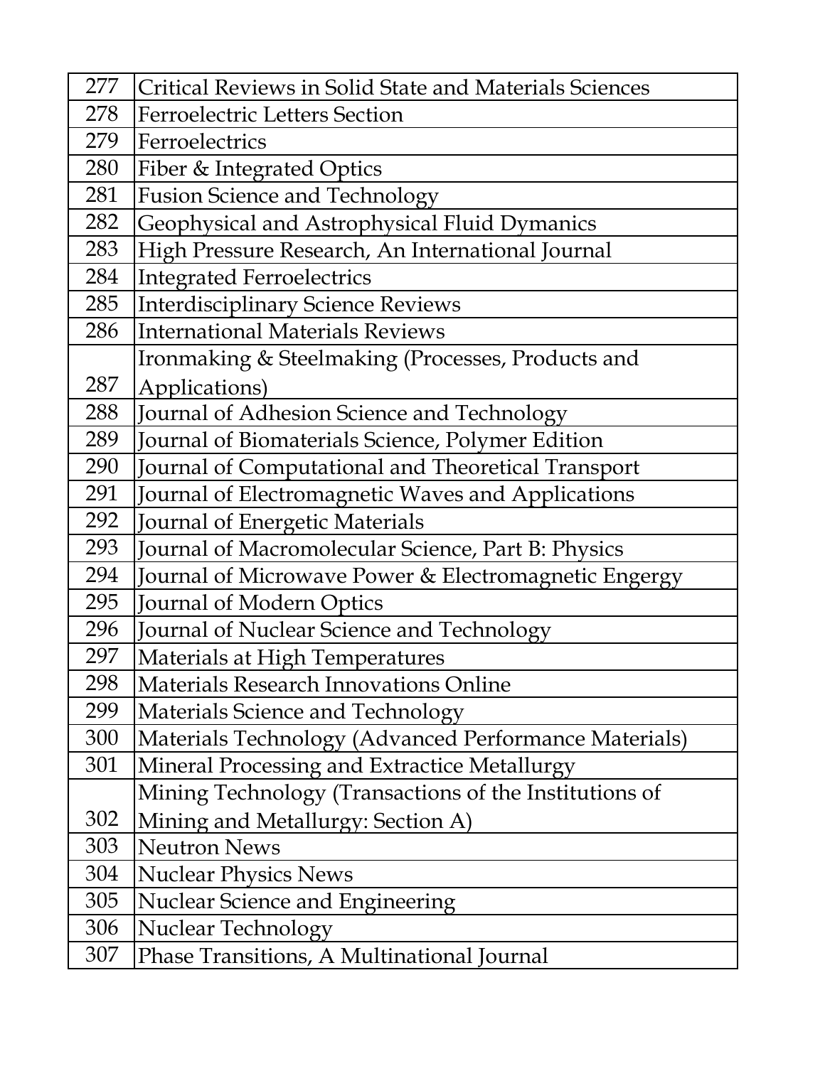| 277 | Critical Reviews in Solid State and Materials Sciences |
|---|---|
| 278 | Ferroelectric Letters Section |
| 279 | Ferroelectrics |
| 280 | Fiber & Integrated Optics |
| 281 | Fusion Science and Technology |
| 282 | Geophysical and Astrophysical Fluid Dymanics |
| 283 | High Pressure Research, An International Journal |
| 284 | Integrated Ferroelectrics |
| 285 | Interdisciplinary Science Reviews |
| 286 | International Materials Reviews |
| 287 | Ironmaking & Steelmaking (Processes, Products and Applications) |
| 288 | Journal of Adhesion Science and Technology |
| 289 | Journal of Biomaterials Science, Polymer Edition |
| 290 | Journal of Computational and Theoretical Transport |
| 291 | Journal of Electromagnetic Waves and Applications |
| 292 | Journal of Energetic Materials |
| 293 | Journal of Macromolecular Science, Part B: Physics |
| 294 | Journal of Microwave Power & Electromagnetic Engergy |
| 295 | Journal of Modern Optics |
| 296 | Journal of Nuclear Science and Technology |
| 297 | Materials at High Temperatures |
| 298 | Materials Research Innovations Online |
| 299 | Materials Science and Technology |
| 300 | Materials Technology (Advanced Performance Materials) |
| 301 | Mineral Processing and Extractice Metallurgy |
| 302 | Mining Technology (Transactions of the Institutions of Mining and Metallurgy: Section A) |
| 303 | Neutron News |
| 304 | Nuclear Physics News |
| 305 | Nuclear Science and Engineering |
| 306 | Nuclear Technology |
| 307 | Phase Transitions, A Multinational Journal |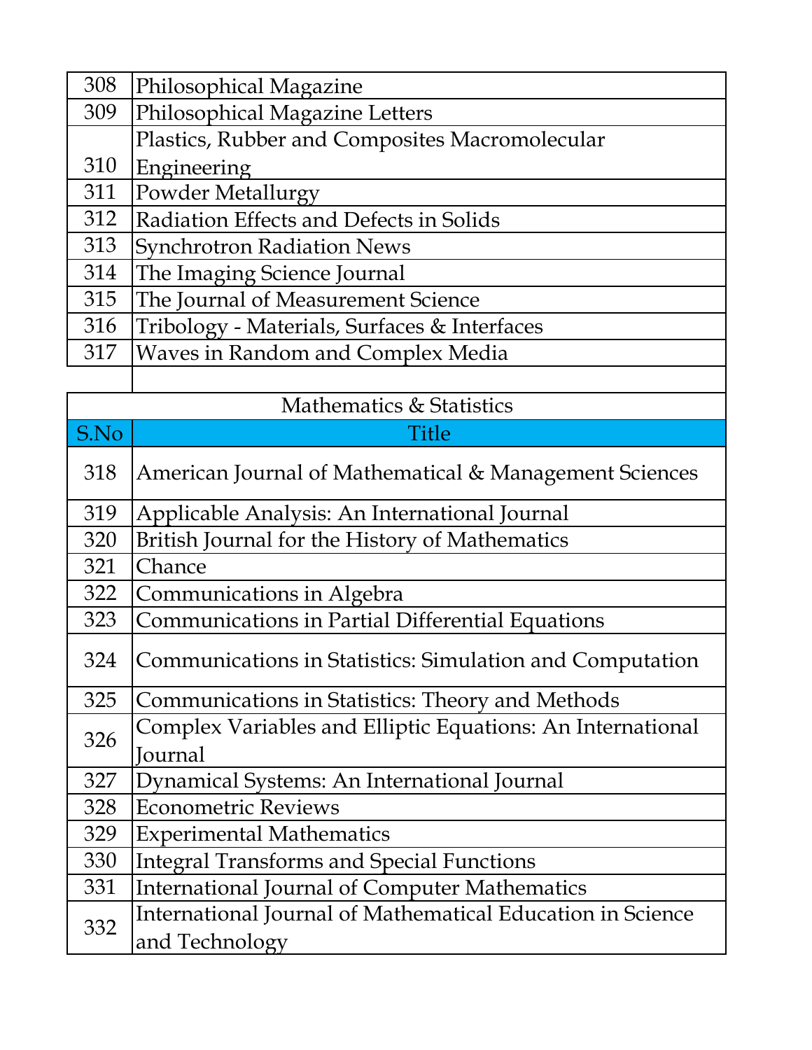| | |
|---|---|
| 308 | Philosophical Magazine |
| 309 | Philosophical Magazine Letters |
| 310 | Plastics, Rubber and Composites Macromolecular Engineering |
| 311 | Powder Metallurgy |
| 312 | Radiation Effects and Defects in Solids |
| 313 | Synchrotron Radiation News |
| 314 | The Imaging Science Journal |
| 315 | The Journal of Measurement Science |
| 316 | Tribology - Materials, Surfaces & Interfaces |
| 317 | Waves in Random and Complex Media |

Mathematics & Statistics

| S.No | Title |
|---|---|
| 318 | American Journal of Mathematical & Management Sciences |
| 319 | Applicable Analysis: An International Journal |
| 320 | British Journal for the History of Mathematics |
| 321 | Chance |
| 322 | Communications in Algebra |
| 323 | Communications in Partial Differential Equations |
| 324 | Communications in Statistics: Simulation and Computation |
| 325 | Communications in Statistics: Theory and Methods |
| 326 | Complex Variables and Elliptic Equations: An International Journal |
| 327 | Dynamical Systems: An International Journal |
| 328 | Econometric Reviews |
| 329 | Experimental Mathematics |
| 330 | Integral Transforms and Special Functions |
| 331 | International Journal of Computer Mathematics |
| 332 | International Journal of Mathematical Education in Science and Technology |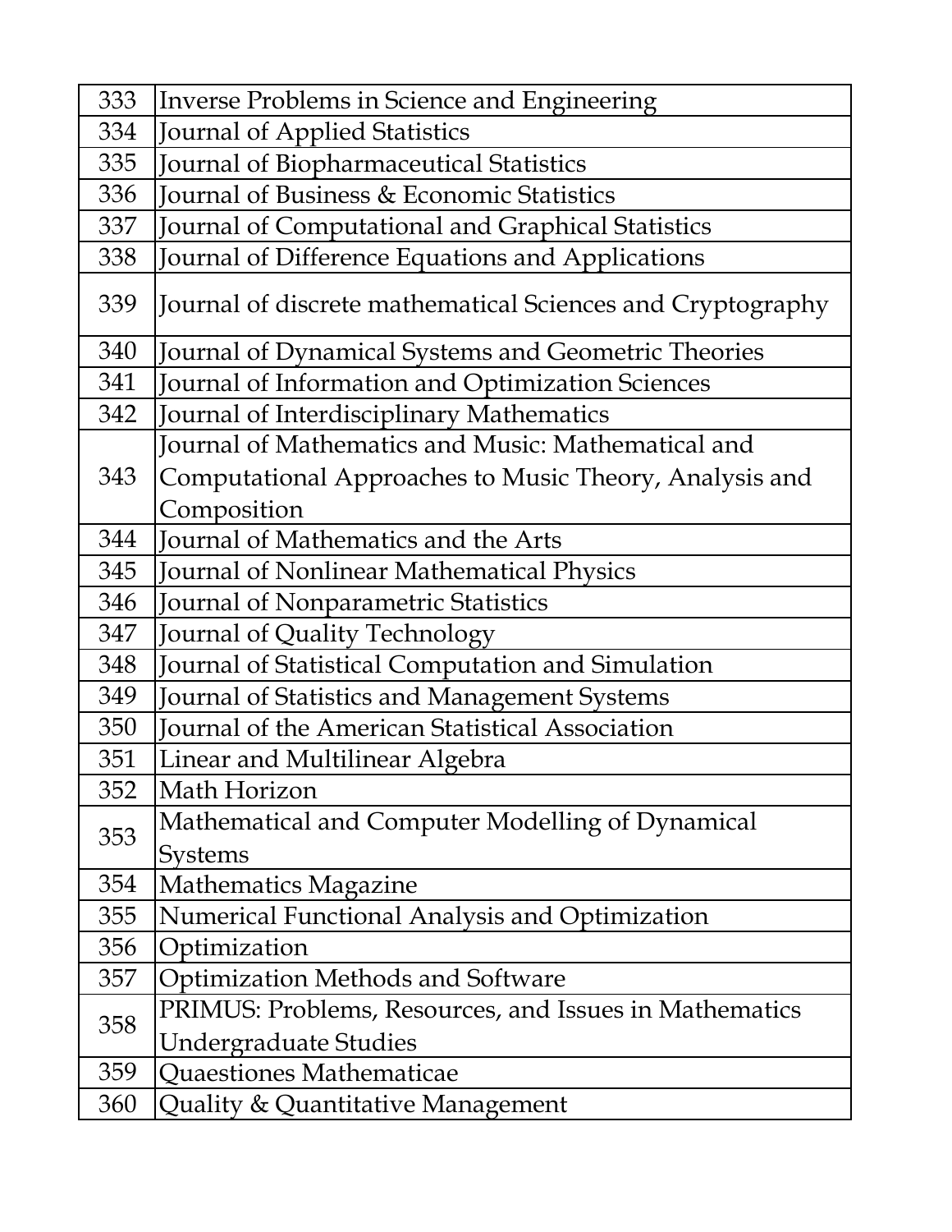| | |
|---|---|
| 333 | Inverse Problems in Science and Engineering |
| 334 | Journal of Applied Statistics |
| 335 | Journal of Biopharmaceutical Statistics |
| 336 | Journal of Business & Economic Statistics |
| 337 | Journal of Computational and Graphical Statistics |
| 338 | Journal of Difference Equations and Applications |
| 339 | Journal of discrete mathematical Sciences and Cryptography |
| 340 | Journal of Dynamical Systems and Geometric Theories |
| 341 | Journal of Information and Optimization Sciences |
| 342 | Journal of Interdisciplinary Mathematics |
| 343 | Journal of Mathematics and Music: Mathematical and Computational Approaches to Music Theory, Analysis and Composition |
| 344 | Journal of Mathematics and the Arts |
| 345 | Journal of Nonlinear Mathematical Physics |
| 346 | Journal of Nonparametric Statistics |
| 347 | Journal of Quality Technology |
| 348 | Journal of Statistical Computation and Simulation |
| 349 | Journal of Statistics and Management Systems |
| 350 | Journal of the American Statistical Association |
| 351 | Linear and Multilinear Algebra |
| 352 | Math Horizon |
| 353 | Mathematical and Computer Modelling of Dynamical Systems |
| 354 | Mathematics Magazine |
| 355 | Numerical Functional Analysis and Optimization |
| 356 | Optimization |
| 357 | Optimization Methods and Software |
| 358 | PRIMUS: Problems, Resources, and Issues in Mathematics Undergraduate Studies |
| 359 | Quaestiones Mathematicae |
| 360 | Quality & Quantitative Management |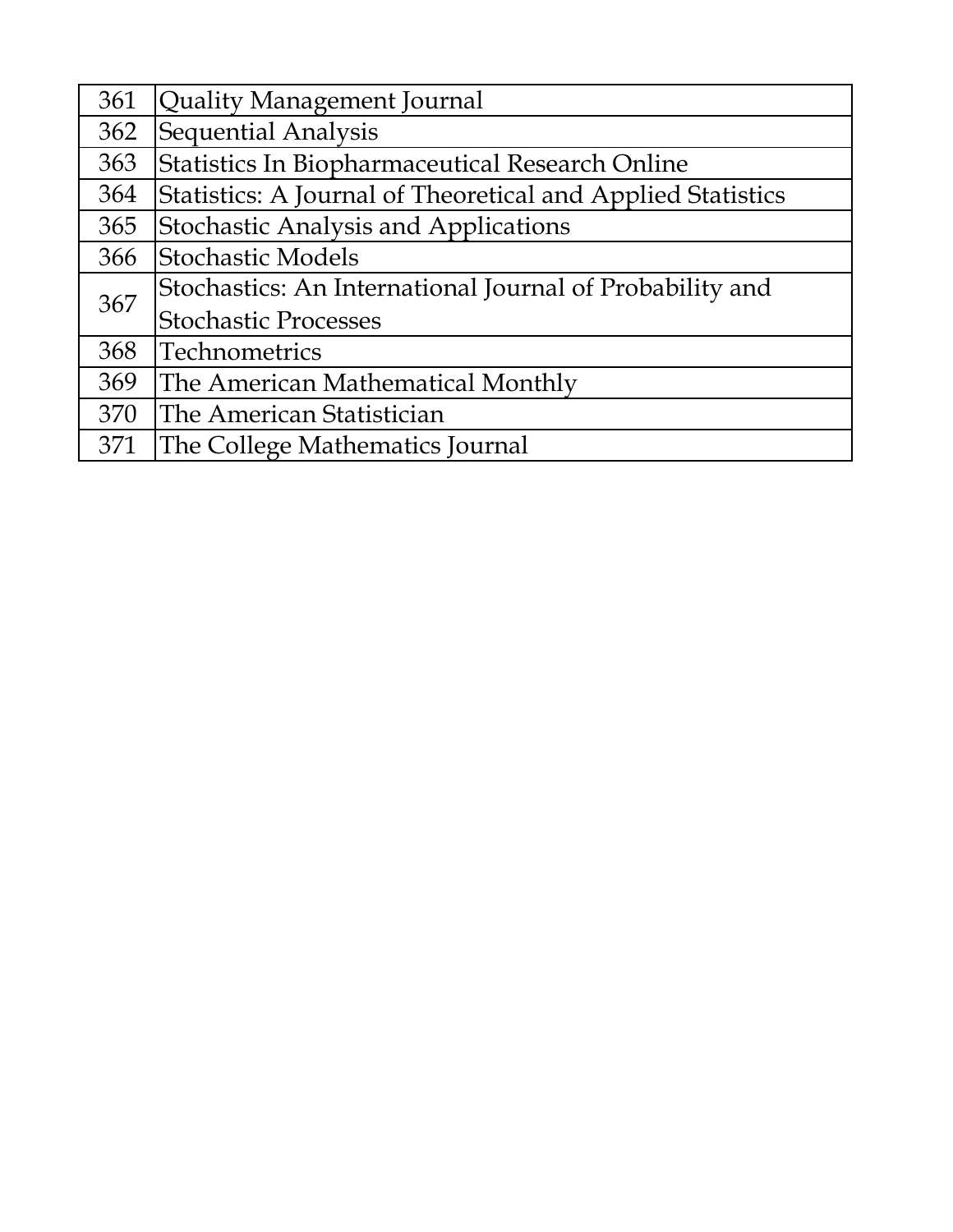| | |
|---|---|
| 361 | Quality Management Journal |
| 362 | Sequential Analysis |
| 363 | Statistics In Biopharmaceutical Research Online |
| 364 | Statistics: A Journal of Theoretical and Applied Statistics |
| 365 | Stochastic Analysis and Applications |
| 366 | Stochastic Models |
| 367 | Stochastics: An International Journal of Probability and Stochastic Processes |
| 368 | Technometrics |
| 369 | The American Mathematical Monthly |
| 370 | The American Statistician |
| 371 | The College Mathematics Journal |